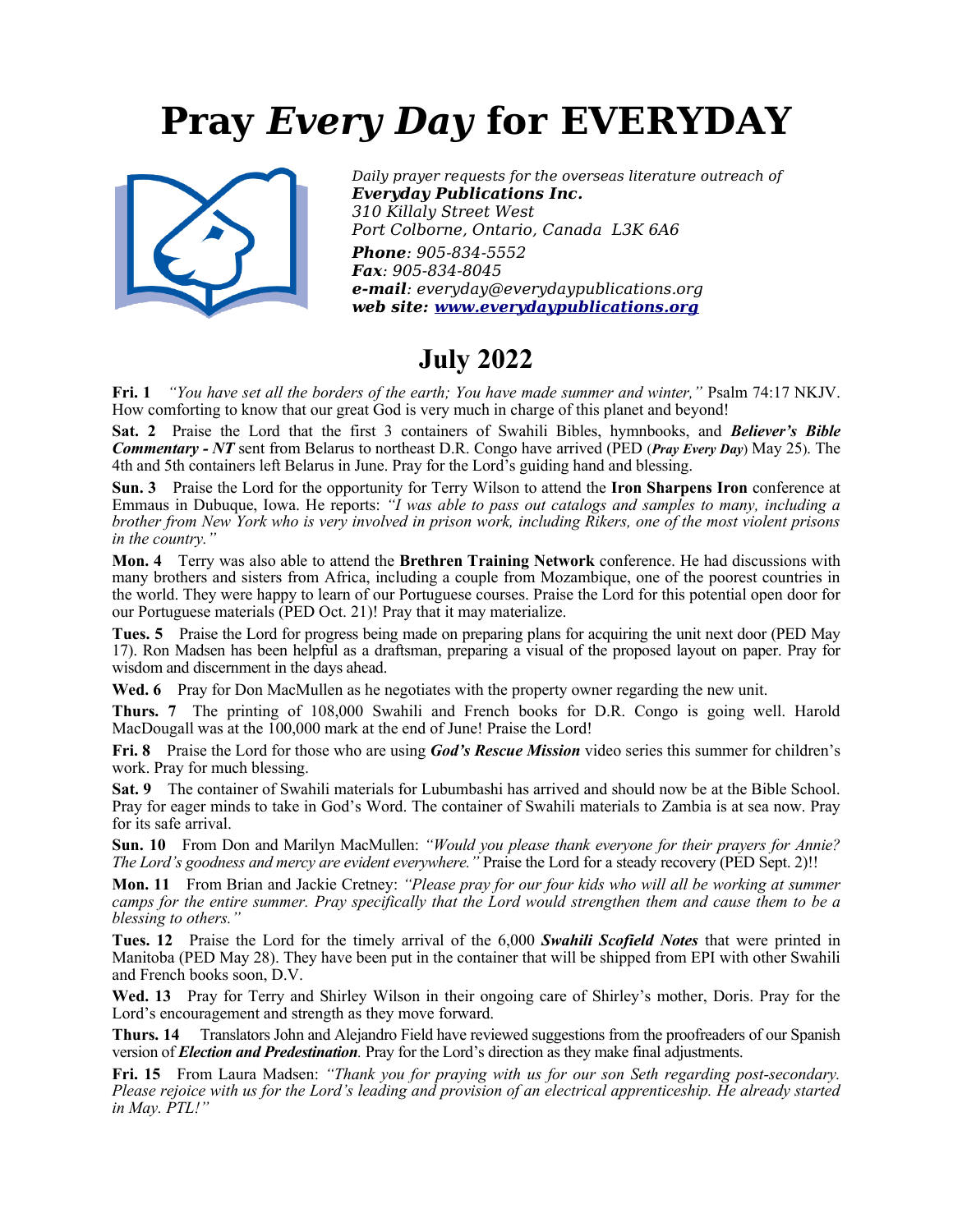# Pray *Every Day* for EVERYDAY

*Daily prayer requests for the overseas literature outreach of*
***Everyday Publications Inc.***
*310 Killaly Street West*
*Port Colborne, Ontario, Canada L3K 6A6*
***Phone**: 905-834-5552*
***Fax**: 905-834-8045*
***e-mail**: everyday@everydaypublications.org*
***web site: [www.everydaypublications.org](http://www.everydaypublications.org)***

## July 2022

**Fri. 1** *"You have set all the borders of the earth; You have made summer and winter,"* Psalm 74:17 NKJV. How comforting to know that our great God is very much in charge of this planet and beyond!

**Sat. 2** Praise the Lord that the first 3 containers of Swahili Bibles, hymnbooks, and ***Believer's Bible Commentary - NT*** sent from Belarus to northeast D.R. Congo have arrived (PED (***Pray Every Day***) May 25). The 4th and 5th containers left Belarus in June. Pray for the Lord's guiding hand and blessing.

**Sun. 3** Praise the Lord for the opportunity for Terry Wilson to attend the **Iron Sharpens Iron** conference at Emmaus in Dubuque, Iowa. He reports: *"I was able to pass out catalogs and samples to many, including a brother from New York who is very involved in prison work, including Rikers, one of the most violent prisons in the country."*

**Mon. 4** Terry was also able to attend the **Brethren Training Network** conference. He had discussions with many brothers and sisters from Africa, including a couple from Mozambique, one of the poorest countries in the world. They were happy to learn of our Portuguese courses. Praise the Lord for this potential open door for our Portuguese materials (PED Oct. 21)! Pray that it may materialize.

**Tues. 5** Praise the Lord for progress being made on preparing plans for acquiring the unit next door (PED May 17). Ron Madsen has been helpful as a draftsman, preparing a visual of the proposed layout on paper. Pray for wisdom and discernment in the days ahead.

**Wed. 6** Pray for Don MacMullen as he negotiates with the property owner regarding the new unit.

**Thurs. 7** The printing of 108,000 Swahili and French books for D.R. Congo is going well. Harold MacDougall was at the 100,000 mark at the end of June! Praise the Lord!

**Fri. 8** Praise the Lord for those who are using ***God's Rescue Mission*** video series this summer for children's work. Pray for much blessing.

**Sat. 9** The container of Swahili materials for Lubumbashi has arrived and should now be at the Bible School. Pray for eager minds to take in God's Word. The container of Swahili materials to Zambia is at sea now. Pray for its safe arrival.

**Sun. 10** From Don and Marilyn MacMullen: *"Would you please thank everyone for their prayers for Annie? The Lord's goodness and mercy are evident everywhere."* Praise the Lord for a steady recovery (PED Sept. 2)!!

**Mon. 11** From Brian and Jackie Cretney: *"Please pray for our four kids who will all be working at summer camps for the entire summer. Pray specifically that the Lord would strengthen them and cause them to be a blessing to others."*

**Tues. 12** Praise the Lord for the timely arrival of the 6,000 ***Swahili Scofield Notes*** that were printed in Manitoba (PED May 28). They have been put in the container that will be shipped from EPI with other Swahili and French books soon, D.V.

**Wed. 13** Pray for Terry and Shirley Wilson in their ongoing care of Shirley's mother, Doris. Pray for the Lord's encouragement and strength as they move forward.

**Thurs. 14** Translators John and Alejandro Field have reviewed suggestions from the proofreaders of our Spanish version of ***Election and Predestination***. Pray for the Lord's direction as they make final adjustments.

**Fri. 15** From Laura Madsen: *"Thank you for praying with us for our son Seth regarding post-secondary. Please rejoice with us for the Lord's leading and provision of an electrical apprenticeship. He already started in May. PTL!"*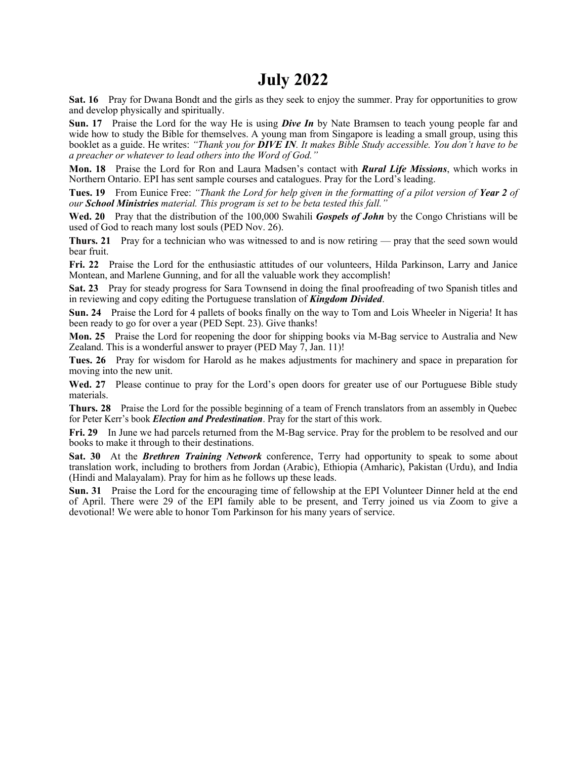# July 2022

**Sat. 16** Pray for Dwana Bondt and the girls as they seek to enjoy the summer. Pray for opportunities to grow and develop physically and spiritually.

**Sun. 17** Praise the Lord for the way He is using ***Dive In*** by Nate Bramsen to teach young people far and wide how to study the Bible for themselves. A young man from Singapore is leading a small group, using this booklet as a guide. He writes: *"Thank you for **DIVE IN**. It makes Bible Study accessible. You don't have to be a preacher or whatever to lead others into the Word of God."*

**Mon. 18** Praise the Lord for Ron and Laura Madsen's contact with ***Rural Life Missions***, which works in Northern Ontario. EPI has sent sample courses and catalogues. Pray for the Lord's leading.

**Tues. 19** From Eunice Free: *"Thank the Lord for help given in the formatting of a pilot version of **Year 2** of our **School Ministries** material. This program is set to be beta tested this fall."*

**Wed. 20** Pray that the distribution of the 100,000 Swahili ***Gospels of John*** by the Congo Christians will be used of God to reach many lost souls (PED Nov. 26).

**Thurs. 21** Pray for a technician who was witnessed to and is now retiring — pray that the seed sown would bear fruit.

**Fri. 22** Praise the Lord for the enthusiastic attitudes of our volunteers, Hilda Parkinson, Larry and Janice Montean, and Marlene Gunning, and for all the valuable work they accomplish!

**Sat. 23** Pray for steady progress for Sara Townsend in doing the final proofreading of two Spanish titles and in reviewing and copy editing the Portuguese translation of ***Kingdom Divided***.

**Sun. 24** Praise the Lord for 4 pallets of books finally on the way to Tom and Lois Wheeler in Nigeria! It has been ready to go for over a year (PED Sept. 23). Give thanks!

**Mon. 25** Praise the Lord for reopening the door for shipping books via M-Bag service to Australia and New Zealand. This is a wonderful answer to prayer (PED May 7, Jan. 11)!

**Tues. 26** Pray for wisdom for Harold as he makes adjustments for machinery and space in preparation for moving into the new unit.

**Wed. 27** Please continue to pray for the Lord's open doors for greater use of our Portuguese Bible study materials.

**Thurs. 28** Praise the Lord for the possible beginning of a team of French translators from an assembly in Quebec for Peter Kerr's book ***Election and Predestination***. Pray for the start of this work.

**Fri. 29** In June we had parcels returned from the M-Bag service. Pray for the problem to be resolved and our books to make it through to their destinations.

**Sat. 30** At the ***Brethren Training Network*** conference, Terry had opportunity to speak to some about translation work, including to brothers from Jordan (Arabic), Ethiopia (Amharic), Pakistan (Urdu), and India (Hindi and Malayalam). Pray for him as he follows up these leads.

**Sun. 31** Praise the Lord for the encouraging time of fellowship at the EPI Volunteer Dinner held at the end of April. There were 29 of the EPI family able to be present, and Terry joined us via Zoom to give a devotional! We were able to honor Tom Parkinson for his many years of service.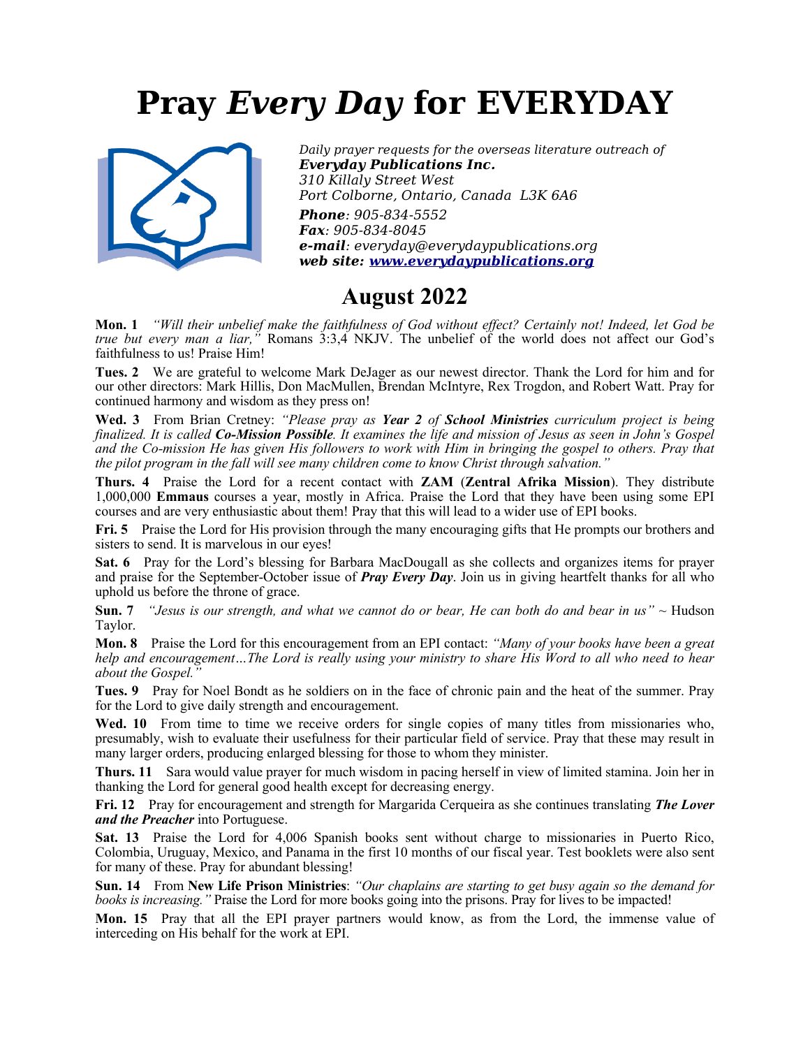# Pray *Every Day* for EVERYDAY

*Daily prayer requests for the overseas literature outreach of*
***Everyday Publications Inc.***
*310 Killaly Street West*
*Port Colborne, Ontario, Canada L3K 6A6*
***Phone**: 905-834-5552*
***Fax**: 905-834-8045*
***e-mail**: everyday@everydaypublications.org*
***web site: [www.everydaypublications.org](http://www.everydaypublications.org)***

## August 2022

**Mon. 1** *"Will their unbelief make the faithfulness of God without effect? Certainly not! Indeed, let God be true but every man a liar,"* Romans 3:3,4 NKJV. The unbelief of the world does not affect our God's faithfulness to us! Praise Him!

**Tues. 2** We are grateful to welcome Mark DeJager as our newest director. Thank the Lord for him and for our other directors: Mark Hillis, Don MacMullen, Brendan McIntyre, Rex Trogdon, and Robert Watt. Pray for continued harmony and wisdom as they press on!

**Wed. 3** From Brian Cretney: *"Please pray as **Year 2** of **School Ministries** curriculum project is being finalized. It is called **Co-Mission Possible**. It examines the life and mission of Jesus as seen in John's Gospel and the Co-mission He has given His followers to work with Him in bringing the gospel to others. Pray that the pilot program in the fall will see many children come to know Christ through salvation."*

**Thurs. 4** Praise the Lord for a recent contact with **ZAM** (**Zentral Afrika Mission**). They distribute 1,000,000 **Emmaus** courses a year, mostly in Africa. Praise the Lord that they have been using some EPI courses and are very enthusiastic about them! Pray that this will lead to a wider use of EPI books.

**Fri. 5** Praise the Lord for His provision through the many encouraging gifts that He prompts our brothers and sisters to send. It is marvelous in our eyes!

**Sat. 6** Pray for the Lord's blessing for Barbara MacDougall as she collects and organizes items for prayer and praise for the September-October issue of ***Pray Every Day***. Join us in giving heartfelt thanks for all who uphold us before the throne of grace.

**Sun. 7** *"Jesus is our strength, and what we cannot do or bear, He can both do and bear in us"* ~ Hudson Taylor.

**Mon. 8** Praise the Lord for this encouragement from an EPI contact: *"Many of your books have been a great help and encouragement…The Lord is really using your ministry to share His Word to all who need to hear about the Gospel."*

**Tues. 9** Pray for Noel Bondt as he soldiers on in the face of chronic pain and the heat of the summer. Pray for the Lord to give daily strength and encouragement.

**Wed. 10** From time to time we receive orders for single copies of many titles from missionaries who, presumably, wish to evaluate their usefulness for their particular field of service. Pray that these may result in many larger orders, producing enlarged blessing for those to whom they minister.

**Thurs. 11** Sara would value prayer for much wisdom in pacing herself in view of limited stamina. Join her in thanking the Lord for general good health except for decreasing energy.

**Fri. 12** Pray for encouragement and strength for Margarida Cerqueira as she continues translating ***The Lover and the Preacher*** into Portuguese.

**Sat. 13** Praise the Lord for 4,006 Spanish books sent without charge to missionaries in Puerto Rico, Colombia, Uruguay, Mexico, and Panama in the first 10 months of our fiscal year. Test booklets were also sent for many of these. Pray for abundant blessing!

**Sun. 14** From **New Life Prison Ministries**: *"Our chaplains are starting to get busy again so the demand for books is increasing."* Praise the Lord for more books going into the prisons. Pray for lives to be impacted!

**Mon. 15** Pray that all the EPI prayer partners would know, as from the Lord, the immense value of interceding on His behalf for the work at EPI.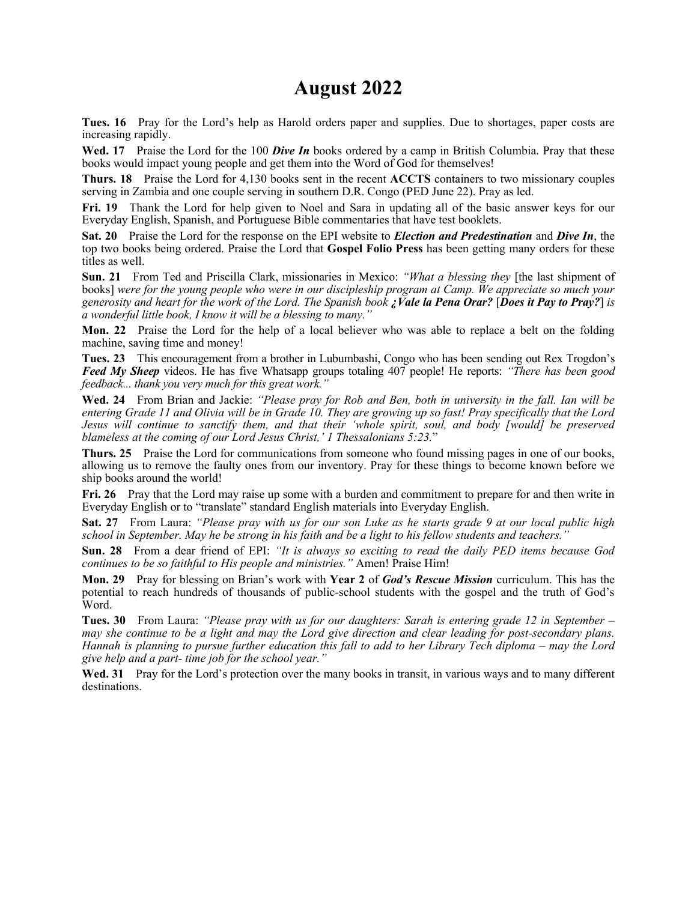# August 2022

**Tues. 16** Pray for the Lord's help as Harold orders paper and supplies. Due to shortages, paper costs are increasing rapidly.

**Wed. 17** Praise the Lord for the 100 ***Dive In*** books ordered by a camp in British Columbia. Pray that these books would impact young people and get them into the Word of God for themselves!

**Thurs. 18** Praise the Lord for 4,130 books sent in the recent **ACCTS** containers to two missionary couples serving in Zambia and one couple serving in southern D.R. Congo (PED June 22). Pray as led.

**Fri. 19** Thank the Lord for help given to Noel and Sara in updating all of the basic answer keys for our Everyday English, Spanish, and Portuguese Bible commentaries that have test booklets.

**Sat. 20** Praise the Lord for the response on the EPI website to ***Election and Predestination*** and ***Dive In***, the top two books being ordered. Praise the Lord that **Gospel Folio Press** has been getting many orders for these titles as well.

**Sun. 21** From Ted and Priscilla Clark, missionaries in Mexico: *"What a blessing they* [the last shipment of books] *were for the young people who were in our discipleship program at Camp. We appreciate so much your generosity and heart for the work of the Lord. The Spanish book* ***¿Vale la Pena Orar?*** [***Does it Pay to Pray?***] *is a wonderful little book, I know it will be a blessing to many."*

**Mon. 22** Praise the Lord for the help of a local believer who was able to replace a belt on the folding machine, saving time and money!

**Tues. 23** This encouragement from a brother in Lubumbashi, Congo who has been sending out Rex Trogdon's ***Feed My Sheep*** videos. He has five Whatsapp groups totaling 407 people! He reports: *"There has been good feedback... thank you very much for this great work."*

**Wed. 24** From Brian and Jackie: *"Please pray for Rob and Ben, both in university in the fall. Ian will be entering Grade 11 and Olivia will be in Grade 10. They are growing up so fast! Pray specifically that the Lord Jesus will continue to sanctify them, and that their 'whole spirit, soul, and body [would] be preserved blameless at the coming of our Lord Jesus Christ,' 1 Thessalonians 5:23.*"

**Thurs. 25** Praise the Lord for communications from someone who found missing pages in one of our books, allowing us to remove the faulty ones from our inventory. Pray for these things to become known before we ship books around the world!

**Fri. 26** Pray that the Lord may raise up some with a burden and commitment to prepare for and then write in Everyday English or to "translate" standard English materials into Everyday English.

**Sat. 27** From Laura: *"Please pray with us for our son Luke as he starts grade 9 at our local public high school in September. May he be strong in his faith and be a light to his fellow students and teachers."*

**Sun. 28** From a dear friend of EPI: *"It is always so exciting to read the daily PED items because God continues to be so faithful to His people and ministries."* Amen! Praise Him!

**Mon. 29** Pray for blessing on Brian's work with **Year 2** of ***God's Rescue Mission*** curriculum. This has the potential to reach hundreds of thousands of public-school students with the gospel and the truth of God's Word.

**Tues. 30** From Laura: *"Please pray with us for our daughters: Sarah is entering grade 12 in September – may she continue to be a light and may the Lord give direction and clear leading for post-secondary plans. Hannah is planning to pursue further education this fall to add to her Library Tech diploma – may the Lord give help and a part- time job for the school year."*

**Wed. 31** Pray for the Lord's protection over the many books in transit, in various ways and to many different destinations.